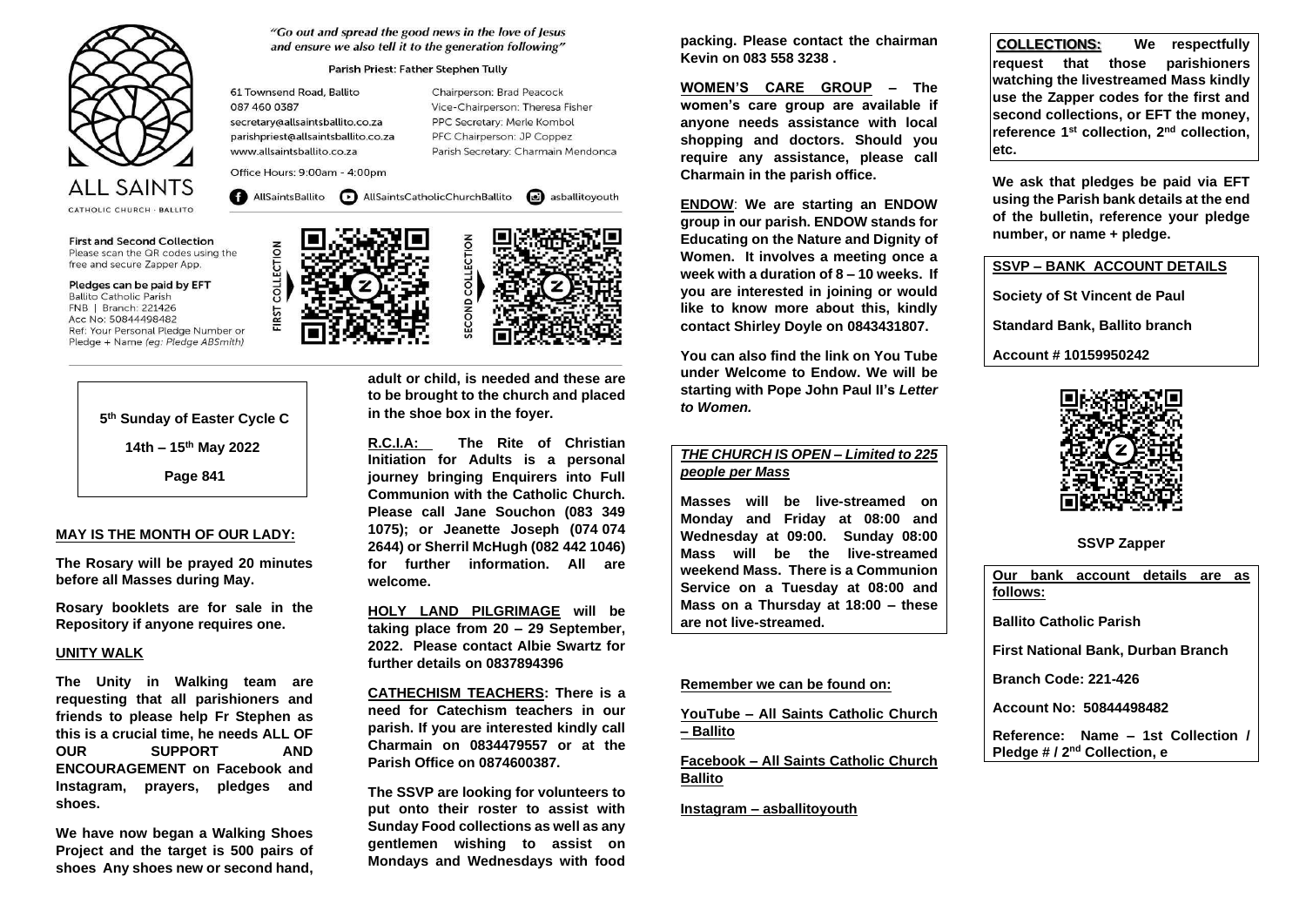# ALL SAINTS

CATHOLIC CHURCH · BALLITO

*"Go out and spread the good news in the love of Jesus and ensure we also tell it to the generation following"*

Parish Priest: Father Stephen Tully

61 Townsend Road, Ballito
087 460 0387
secretary@allsaintsballito.co.za
parishpriest@allsaintsballito.co.za
www.allsaintsballito.co.za

Chairperson: Brad Peacock
Vice-Chairperson: Theresa Fisher
PPC Secretary: Merle Kombol
PFC Chairperson: JP Coppez
Parish Secretary: Charmain Mendonca

Office Hours: 9:00am - 4:00pm

AllSaintsBallito · AllSaintsCatholicChurchBallito · asballitoyouth

**First and Second Collection**
Please scan the QR codes using the free and secure Zapper App.

**Pledges can be paid by EFT**
Ballito Catholic Parish
FNB | Branch: 221426
Acc No: 50844498482
Ref: Your Personal Pledge Number or Pledge + Name *(eg: Pledge ABSmith)*

FIRST COLLECTION

SECOND COLLECTION

**5th Sunday of Easter Cycle C**

**14th – 15th May 2022**

**Page 841**

## MAY IS THE MONTH OF OUR LADY:

**The Rosary will be prayed 20 minutes before all Masses during May.**

**Rosary booklets are for sale in the Repository if anyone requires one.**

## UNITY WALK

**The Unity in Walking team are requesting that all parishioners and friends to please help Fr Stephen as this is a crucial time, he needs ALL OF OUR SUPPORT AND ENCOURAGEMENT on Facebook and Instagram, prayers, pledges and shoes.**

**We have now began a Walking Shoes Project and the target is 500 pairs of shoes Any shoes new or second hand, adult or child, is needed and these are to be brought to the church and placed in the shoe box in the foyer.**

**R.C.I.A: The Rite of Christian Initiation for Adults is a personal journey bringing Enquirers into Full Communion with the Catholic Church. Please call Jane Souchon (083 349 1075); or Jeanette Joseph (074 074 2644) or Sherril McHugh (082 442 1046) for further information. All are welcome.**

**HOLY LAND PILGRIMAGE will be taking place from 20 – 29 September, 2022. Please contact Albie Swartz for further details on 0837894396**

**CATHECHISM TEACHERS: There is a need for Catechism teachers in our parish. If you are interested kindly call Charmain on 0834479557 or at the Parish Office on 0874600387.**

**The SSVP are looking for volunteers to put onto their roster to assist with Sunday Food collections as well as any gentlemen wishing to assist on Mondays and Wednesdays with food packing. Please contact the chairman Kevin on 083 558 3238 .**

**WOMEN'S CARE GROUP – The women's care group are available if anyone needs assistance with local shopping and doctors. Should you require any assistance, please call Charmain in the parish office.**

**ENDOW: We are starting an ENDOW group in our parish. ENDOW stands for Educating on the Nature and Dignity of Women. It involves a meeting once a week with a duration of 8 – 10 weeks. If you are interested in joining or would like to know more about this, kindly contact Shirley Doyle on 0843431807.**

**You can also find the link on You Tube under Welcome to Endow. We will be starting with Pope John Paul II's *Letter to Women.***

## *THE CHURCH IS OPEN – Limited to 225 people per Mass*

**Masses will be live-streamed on Monday and Friday at 08:00 and Wednesday at 09:00. Sunday 08:00 Mass will be the live-streamed weekend Mass. There is a Communion Service on a Tuesday at 08:00 and Mass on a Thursday at 18:00 – these are not live-streamed.**

**Remember we can be found on:**

**YouTube – All Saints Catholic Church – Ballito**

**Facebook – All Saints Catholic Church Ballito**

**Instagram – asballitoyouth**

**COLLECTIONS: We respectfully request that those parishioners watching the livestreamed Mass kindly use the Zapper codes for the first and second collections, or EFT the money, reference 1st collection, 2nd collection, etc.**

**We ask that pledges be paid via EFT using the Parish bank details at the end of the bulletin, reference your pledge number, or name + pledge.**

## SSVP – BANK ACCOUNT DETAILS

**Society of St Vincent de Paul**

**Standard Bank, Ballito branch**

**Account # 10159950242**

**SSVP Zapper**

**Our bank account details are as follows:**

**Ballito Catholic Parish**

**First National Bank, Durban Branch**

**Branch Code: 221-426**

**Account No: 50844498482**

**Reference: Name – 1st Collection / Pledge # / 2nd Collection, e**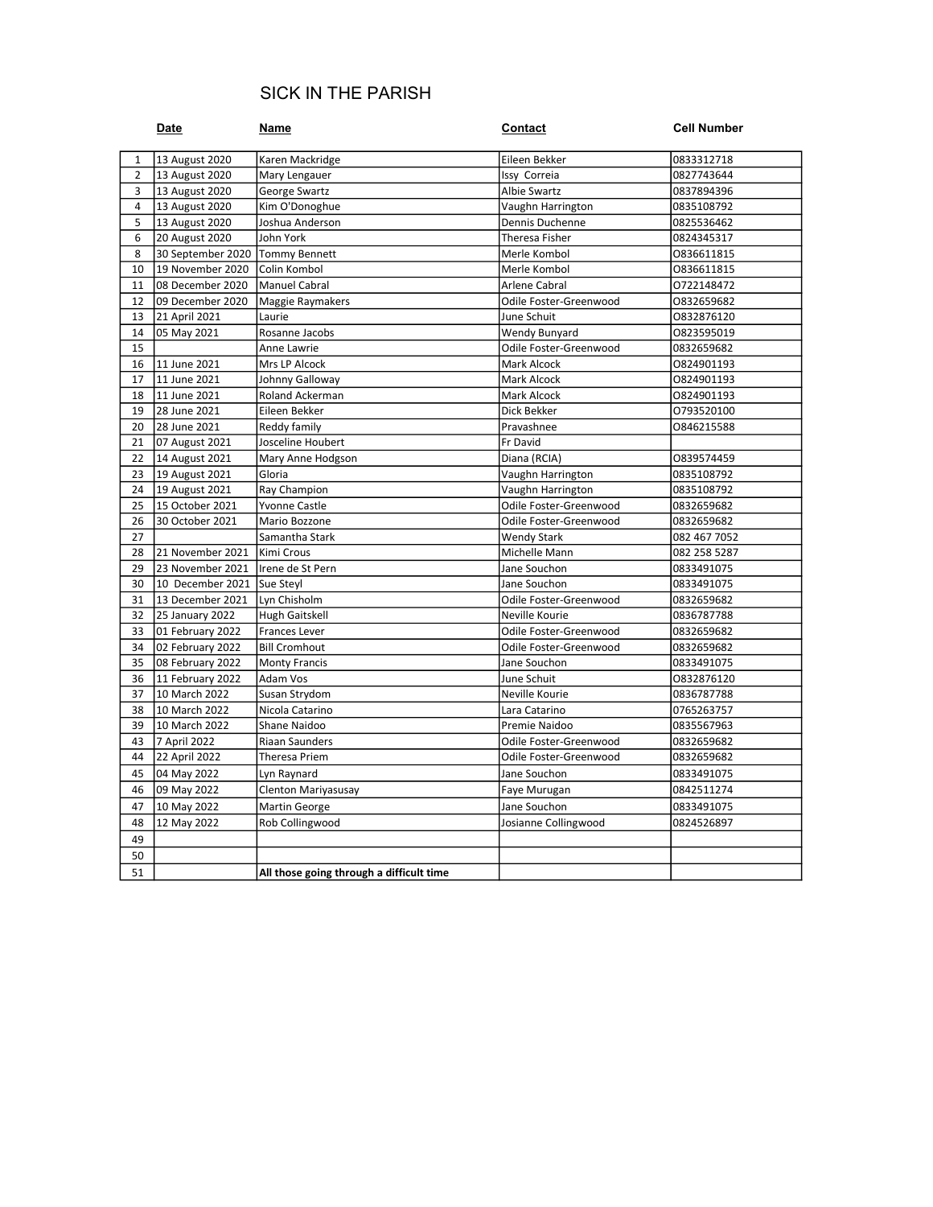# SICK IN THE PARISH

| | Date | Name | Contact | Cell Number |
|---|---|---|---|---|
| 1 | 13 August 2020 | Karen Mackridge | Eileen Bekker | 0833312718 |
| 2 | 13 August 2020 | Mary Lengauer | Issy Correia | 0827743644 |
| 3 | 13 August 2020 | George Swartz | Albie Swartz | 0837894396 |
| 4 | 13 August 2020 | Kim O'Donoghue | Vaughn Harrington | 0835108792 |
| 5 | 13 August 2020 | Joshua Anderson | Dennis Duchenne | 0825536462 |
| 6 | 20 August 2020 | John York | Theresa Fisher | 0824345317 |
| 8 | 30 September 2020 | Tommy Bennett | Merle Kombol | O836611815 |
| 10 | 19 November 2020 | Colin Kombol | Merle Kombol | O836611815 |
| 11 | 08 December 2020 | Manuel Cabral | Arlene Cabral | O722148472 |
| 12 | 09 December 2020 | Maggie Raymakers | Odile Foster-Greenwood | O832659682 |
| 13 | 21 April 2021 | Laurie | June Schuit | O832876120 |
| 14 | 05 May 2021 | Rosanne Jacobs | Wendy Bunyard | O823595019 |
| 15 | | Anne Lawrie | Odile Foster-Greenwood | 0832659682 |
| 16 | 11 June 2021 | Mrs LP Alcock | Mark Alcock | O824901193 |
| 17 | 11 June 2021 | Johnny Galloway | Mark Alcock | O824901193 |
| 18 | 11 June 2021 | Roland Ackerman | Mark Alcock | O824901193 |
| 19 | 28 June 2021 | Eileen Bekker | Dick Bekker | O793520100 |
| 20 | 28 June 2021 | Reddy family | Pravashnee | O846215588 |
| 21 | 07 August 2021 | Josceline Houbert | Fr David | |
| 22 | 14 August 2021 | Mary Anne Hodgson | Diana (RCIA) | O839574459 |
| 23 | 19 August 2021 | Gloria | Vaughn Harrington | 0835108792 |
| 24 | 19 August 2021 | Ray Champion | Vaughn Harrington | 0835108792 |
| 25 | 15 October 2021 | Yvonne Castle | Odile Foster-Greenwood | 0832659682 |
| 26 | 30 October 2021 | Mario Bozzone | Odile Foster-Greenwood | 0832659682 |
| 27 | | Samantha Stark | Wendy Stark | 082 467 7052 |
| 28 | 21 November 2021 | Kimi Crous | Michelle Mann | 082 258 5287 |
| 29 | 23 November 2021 | Irene de St Pern | Jane Souchon | 0833491075 |
| 30 | 10 December 2021 | Sue Steyl | Jane Souchon | 0833491075 |
| 31 | 13 December 2021 | Lyn Chisholm | Odile Foster-Greenwood | 0832659682 |
| 32 | 25 January 2022 | Hugh Gaitskell | Neville Kourie | 0836787788 |
| 33 | 01 February 2022 | Frances Lever | Odile Foster-Greenwood | 0832659682 |
| 34 | 02 February 2022 | Bill Cromhout | Odile Foster-Greenwood | 0832659682 |
| 35 | 08 February 2022 | Monty Francis | Jane Souchon | 0833491075 |
| 36 | 11 February 2022 | Adam Vos | June Schuit | O832876120 |
| 37 | 10 March 2022 | Susan Strydom | Neville Kourie | 0836787788 |
| 38 | 10 March 2022 | Nicola Catarino | Lara Catarino | 0765263757 |
| 39 | 10 March 2022 | Shane Naidoo | Premie Naidoo | 0835567963 |
| 43 | 7 April 2022 | Riaan Saunders | Odile Foster-Greenwood | 0832659682 |
| 44 | 22 April 2022 | Theresa Priem | Odile Foster-Greenwood | 0832659682 |
| 45 | 04 May 2022 | Lyn Raynard | Jane Souchon | 0833491075 |
| 46 | 09 May 2022 | Clenton Mariyasusay | Faye Murugan | 0842511274 |
| 47 | 10 May 2022 | Martin George | Jane Souchon | 0833491075 |
| 48 | 12 May 2022 | Rob Collingwood | Josianne Collingwood | 0824526897 |
| 49 | | | | |
| 50 | | | | |
| 51 | | **All those going through a difficult time** | | |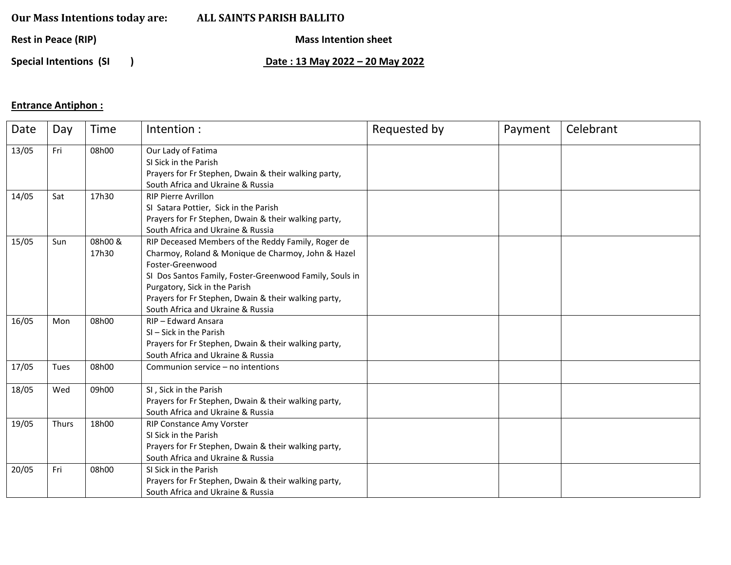**Our Mass Intentions today are:** **ALL SAINTS PARISH BALLITO**

**Rest in Peace (RIP)** **Mass Intention sheet**

**Special Intentions (SI )** **Date : 13 May 2022 – 20 May 2022**

**Entrance Antiphon :**

| Date | Day | Time | Intention : | Requested by | Payment | Celebrant |
|---|---|---|---|---|---|---|
| 13/05 | Fri | 08h00 | Our Lady of Fatima<br>SI Sick in the Parish<br>Prayers for Fr Stephen, Dwain & their walking party, South Africa and Ukraine & Russia | | | |
| 14/05 | Sat | 17h30 | RIP Pierre Avrillon<br>SI Satara Pottier, Sick in the Parish<br>Prayers for Fr Stephen, Dwain & their walking party, South Africa and Ukraine & Russia | | | |
| 15/05 | Sun | 08h00 & 17h30 | RIP Deceased Members of the Reddy Family, Roger de Charmoy, Roland & Monique de Charmoy, John & Hazel Foster-Greenwood<br>SI Dos Santos Family, Foster-Greenwood Family, Souls in Purgatory, Sick in the Parish<br>Prayers for Fr Stephen, Dwain & their walking party, South Africa and Ukraine & Russia | | | |
| 16/05 | Mon | 08h00 | RIP – Edward Ansara<br>SI – Sick in the Parish<br>Prayers for Fr Stephen, Dwain & their walking party, South Africa and Ukraine & Russia | | | |
| 17/05 | Tues | 08h00 | Communion service – no intentions | | | |
| 18/05 | Wed | 09h00 | SI , Sick in the Parish<br>Prayers for Fr Stephen, Dwain & their walking party, South Africa and Ukraine & Russia | | | |
| 19/05 | Thurs | 18h00 | RIP Constance Amy Vorster<br>SI Sick in the Parish<br>Prayers for Fr Stephen, Dwain & their walking party, South Africa and Ukraine & Russia | | | |
| 20/05 | Fri | 08h00 | SI Sick in the Parish<br>Prayers for Fr Stephen, Dwain & their walking party, South Africa and Ukraine & Russia | | | |